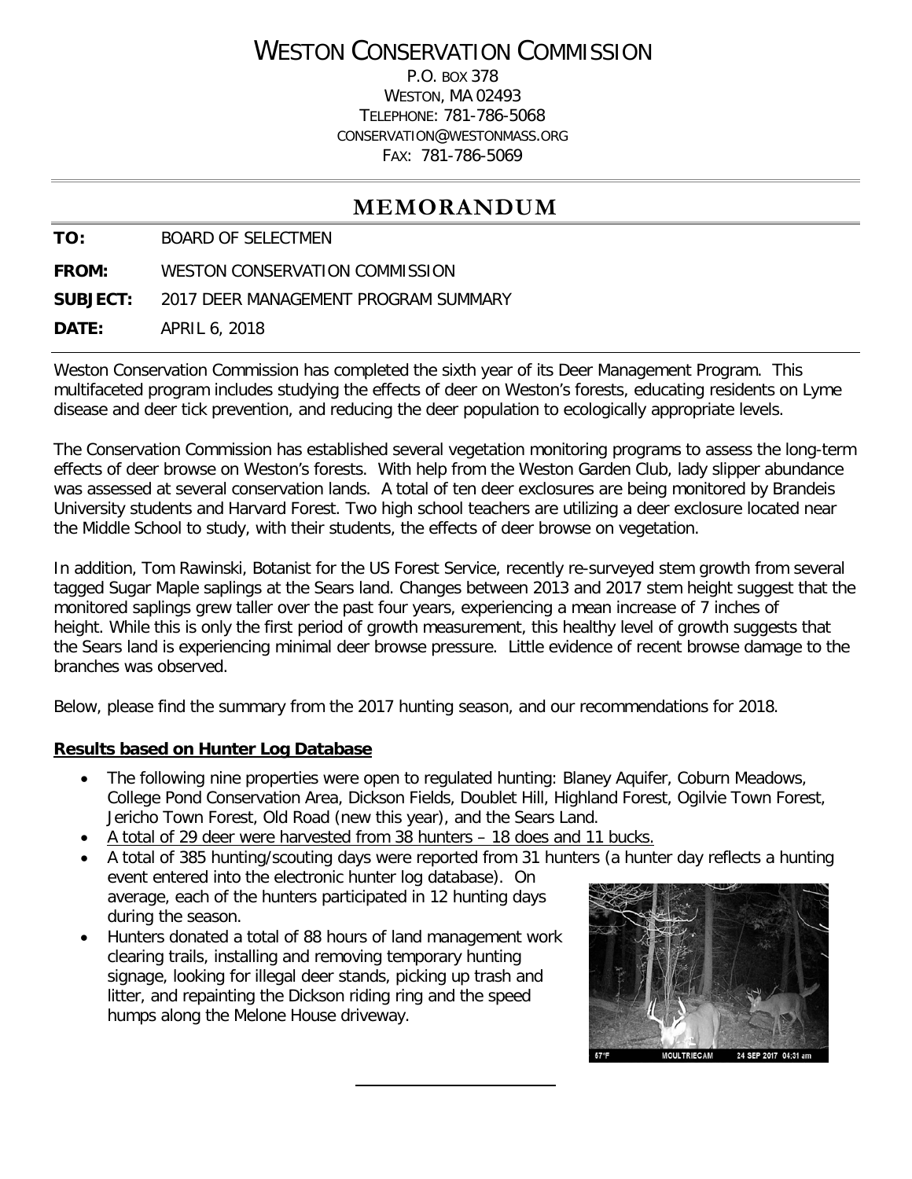# WESTON CONSERVATION COMMISSION

P.O. BOX 378
WESTON, MA 02493
TELEPHONE: 781-786-5068
CONSERVATION@WESTONMASS.ORG
FAX: 781-786-5069

## MEMORANDUM

**TO:** BOARD OF SELECTMEN

**FROM:** WESTON CONSERVATION COMMISSION

**SUBJECT:** 2017 DEER MANAGEMENT PROGRAM SUMMARY

**DATE:** APRIL 6, 2018

Weston Conservation Commission has completed the sixth year of its Deer Management Program. This multifaceted program includes studying the effects of deer on Weston's forests, educating residents on Lyme disease and deer tick prevention, and reducing the deer population to ecologically appropriate levels.

The Conservation Commission has established several vegetation monitoring programs to assess the long-term effects of deer browse on Weston's forests. With help from the Weston Garden Club, lady slipper abundance was assessed at several conservation lands. A total of ten deer exclosures are being monitored by Brandeis University students and Harvard Forest. Two high school teachers are utilizing a deer exclosure located near the Middle School to study, with their students, the effects of deer browse on vegetation.

In addition, Tom Rawinski, Botanist for the US Forest Service, recently re-surveyed stem growth from several tagged Sugar Maple saplings at the Sears land. Changes between 2013 and 2017 stem height suggest that the monitored saplings grew taller over the past four years, experiencing a mean increase of 7 inches of height. While this is only the first period of growth measurement, this healthy level of growth suggests that the Sears land is experiencing minimal deer browse pressure. Little evidence of recent browse damage to the branches was observed.

Below, please find the summary from the 2017 hunting season, and our recommendations for 2018.

**Results based on Hunter Log Database**

- The following nine properties were open to regulated hunting: Blaney Aquifer, Coburn Meadows, College Pond Conservation Area, Dickson Fields, Doublet Hill, Highland Forest, Ogilvie Town Forest, Jericho Town Forest, Old Road (new this year), and the Sears Land.
- A total of 29 deer were harvested from 38 hunters – 18 does and 11 bucks.
- A total of 385 hunting/scouting days were reported from 31 hunters (a hunter day reflects a hunting event entered into the electronic hunter log database). On average, each of the hunters participated in 12 hunting days during the season.
- Hunters donated a total of 88 hours of land management work clearing trails, installing and removing temporary hunting signage, looking for illegal deer stands, picking up trash and litter, and repainting the Dickson riding ring and the speed humps along the Melone House driveway.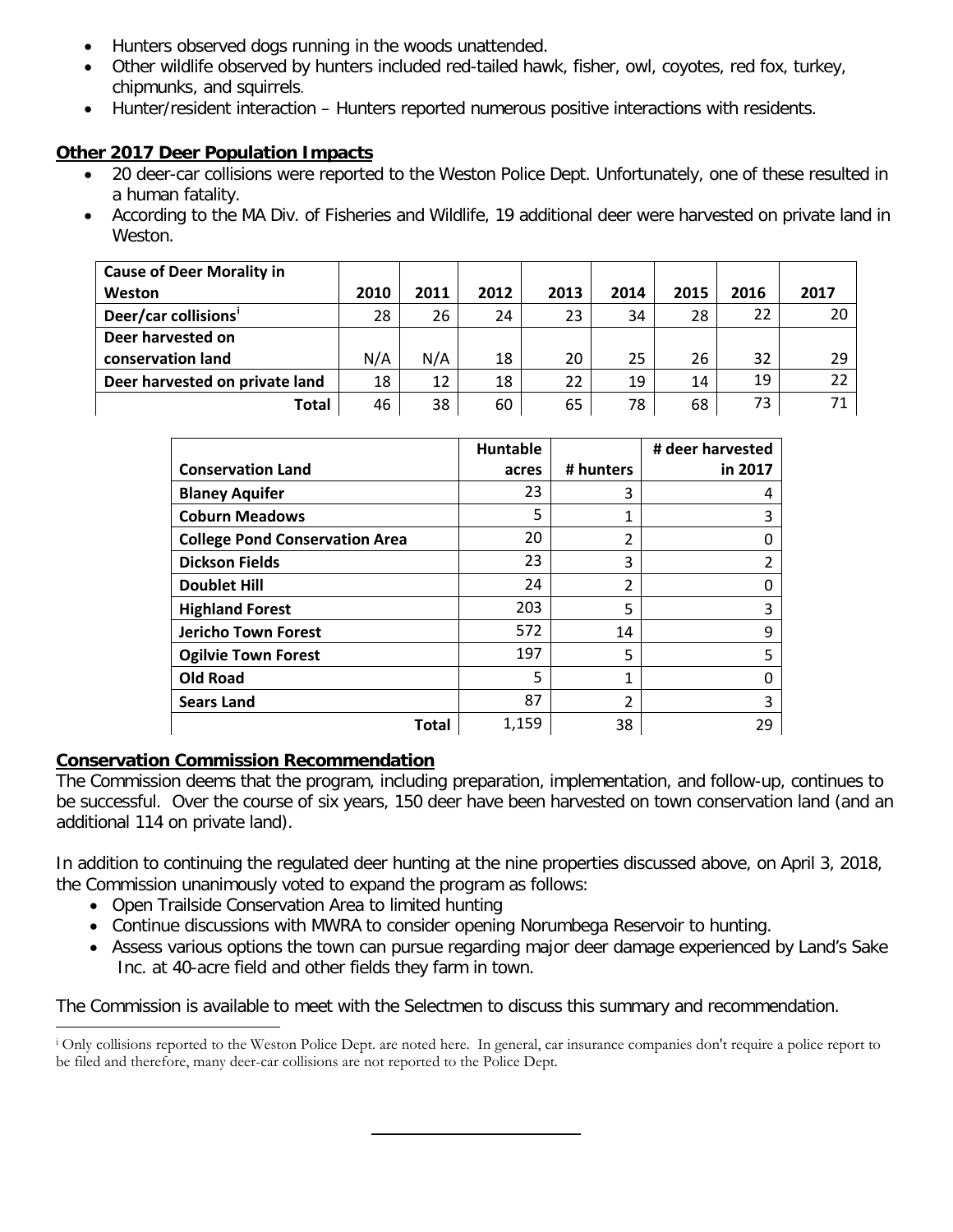- Hunters observed dogs running in the woods unattended.
- Other wildlife observed by hunters included red-tailed hawk, fisher, owl, coyotes, red fox, turkey, chipmunks, and squirrels.
- Hunter/resident interaction – Hunters reported numerous positive interactions with residents.

## Other 2017 Deer Population Impacts

- 20 deer-car collisions were reported to the Weston Police Dept. Unfortunately, one of these resulted in a human fatality.
- According to the MA Div. of Fisheries and Wildlife, 19 additional deer were harvested on private land in Weston.

| Cause of Deer Morality in Weston | 2010 | 2011 | 2012 | 2013 | 2014 | 2015 | 2016 | 2017 |
|---|---|---|---|---|---|---|---|---|
| Deer/car collisions[i] | 28 | 26 | 24 | 23 | 34 | 28 | 22 | 20 |
| Deer harvested on conservation land | N/A | N/A | 18 | 20 | 25 | 26 | 32 | 29 |
| Deer harvested on private land | 18 | 12 | 18 | 22 | 19 | 14 | 19 | 22 |
| Total | 46 | 38 | 60 | 65 | 78 | 68 | 73 | 71 |

| Conservation Land | Huntable acres | # hunters | # deer harvested in 2017 |
|---|---|---|---|
| Blaney Aquifer | 23 | 3 | 4 |
| Coburn Meadows | 5 | 1 | 3 |
| College Pond Conservation Area | 20 | 2 | 0 |
| Dickson Fields | 23 | 3 | 2 |
| Doublet Hill | 24 | 2 | 0 |
| Highland Forest | 203 | 5 | 3 |
| Jericho Town Forest | 572 | 14 | 9 |
| Ogilvie Town Forest | 197 | 5 | 5 |
| Old Road | 5 | 1 | 0 |
| Sears Land | 87 | 2 | 3 |
| Total | 1,159 | 38 | 29 |

## Conservation Commission Recommendation

The Commission deems that the program, including preparation, implementation, and follow-up, continues to be successful. Over the course of six years, 150 deer have been harvested on town conservation land (and an additional 114 on private land).

In addition to continuing the regulated deer hunting at the nine properties discussed above, on April 3, 2018, the Commission unanimously voted to expand the program as follows:

- Open Trailside Conservation Area to limited hunting
- Continue discussions with MWRA to consider opening Norumbega Reservoir to hunting.
- Assess various options the town can pursue regarding major deer damage experienced by Land's Sake Inc. at 40-acre field and other fields they farm in town.

The Commission is available to meet with the Selectmen to discuss this summary and recommendation.

---

[i] Only collisions reported to the Weston Police Dept. are noted here. In general, car insurance companies don't require a police report to be filed and therefore, many deer-car collisions are not reported to the Police Dept.